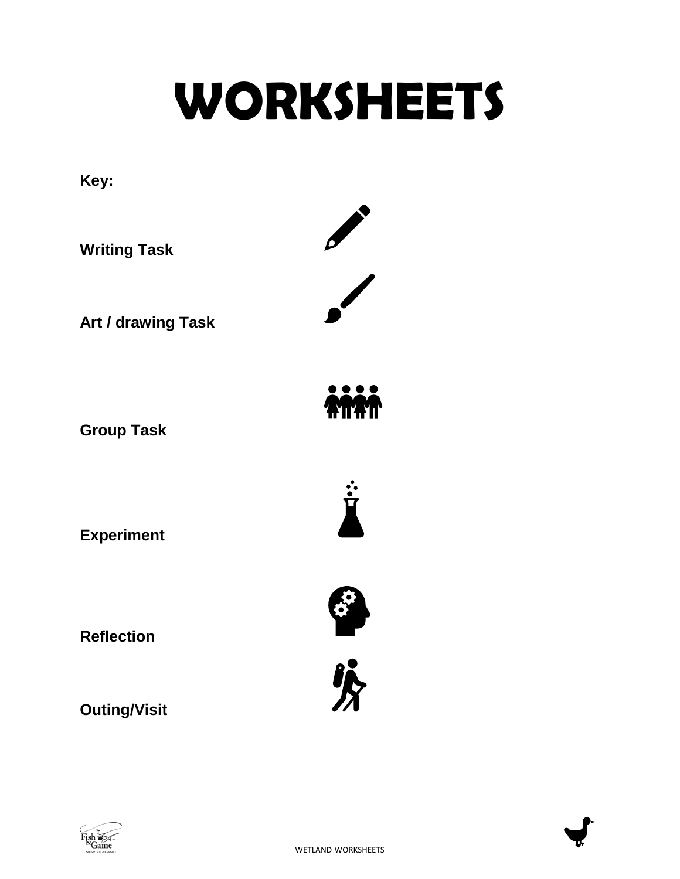# WORKSHEETS

**Key:**

**Writing Task**

**Art / drawing Task**

**Group Task**

**Experiment**

**Reflection**

**Outing/Visit**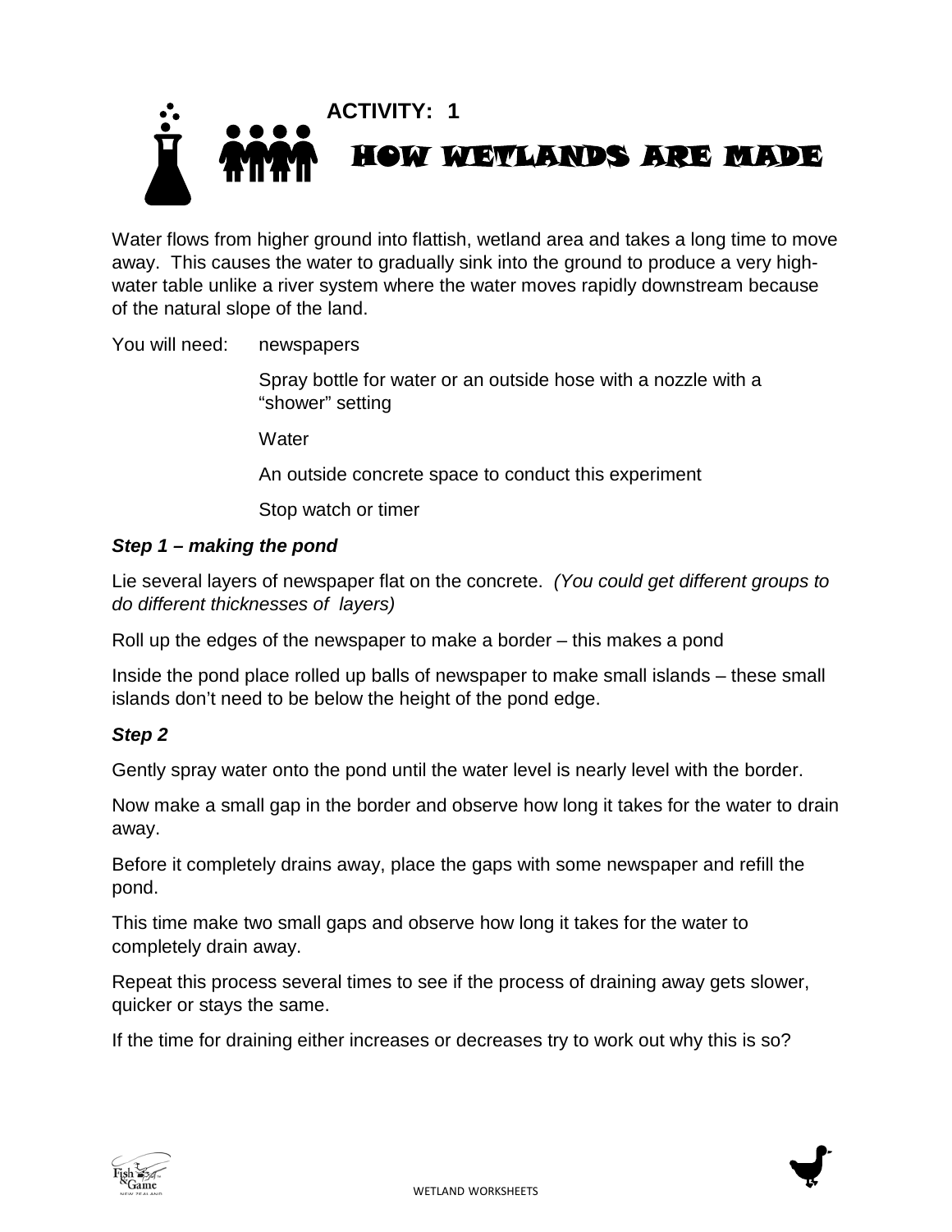**ACTIVITY: 1**

# HOW WETLANDS ARE MADE

Water flows from higher ground into flattish, wetland area and takes a long time to move away. This causes the water to gradually sink into the ground to produce a very high-water table unlike a river system where the water moves rapidly downstream because of the natural slope of the land.

You will need:

- newspapers
- Spray bottle for water or an outside hose with a nozzle with a "shower" setting
- Water
- An outside concrete space to conduct this experiment
- Stop watch or timer

***Step 1 – making the pond***

Lie several layers of newspaper flat on the concrete. *(You could get different groups to do different thicknesses of layers)*

Roll up the edges of the newspaper to make a border – this makes a pond

Inside the pond place rolled up balls of newspaper to make small islands – these small islands don't need to be below the height of the pond edge.

***Step 2***

Gently spray water onto the pond until the water level is nearly level with the border.

Now make a small gap in the border and observe how long it takes for the water to drain away.

Before it completely drains away, place the gaps with some newspaper and refill the pond.

This time make two small gaps and observe how long it takes for the water to completely drain away.

Repeat this process several times to see if the process of draining away gets slower, quicker or stays the same.

If the time for draining either increases or decreases try to work out why this is so?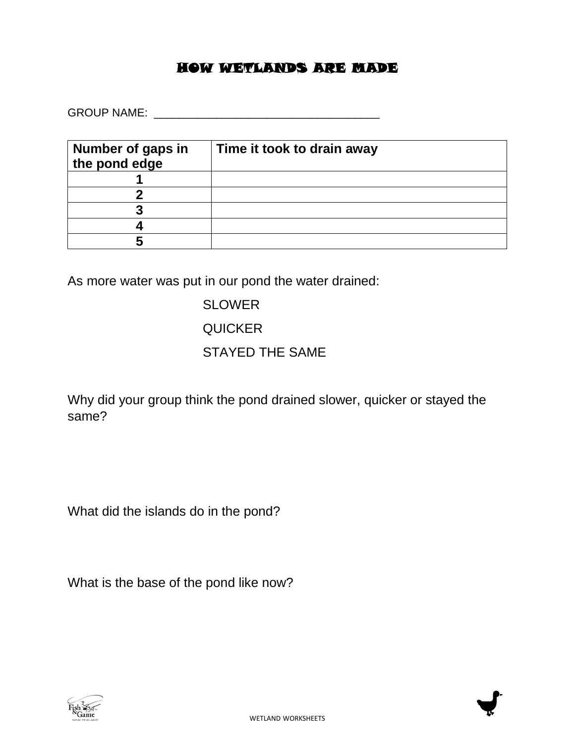# HOW WETLANDS ARE MADE

GROUP NAME: ____________________________________

| Number of gaps in the pond edge | Time it took to drain away |
|---|---|
| 1 | |
| 2 | |
| 3 | |
| 4 | |
| 5 | |

As more water was put in our pond the water drained:

SLOWER

QUICKER

STAYED THE SAME

Why did your group think the pond drained slower, quicker or stayed the same?

What did the islands do in the pond?

What is the base of the pond like now?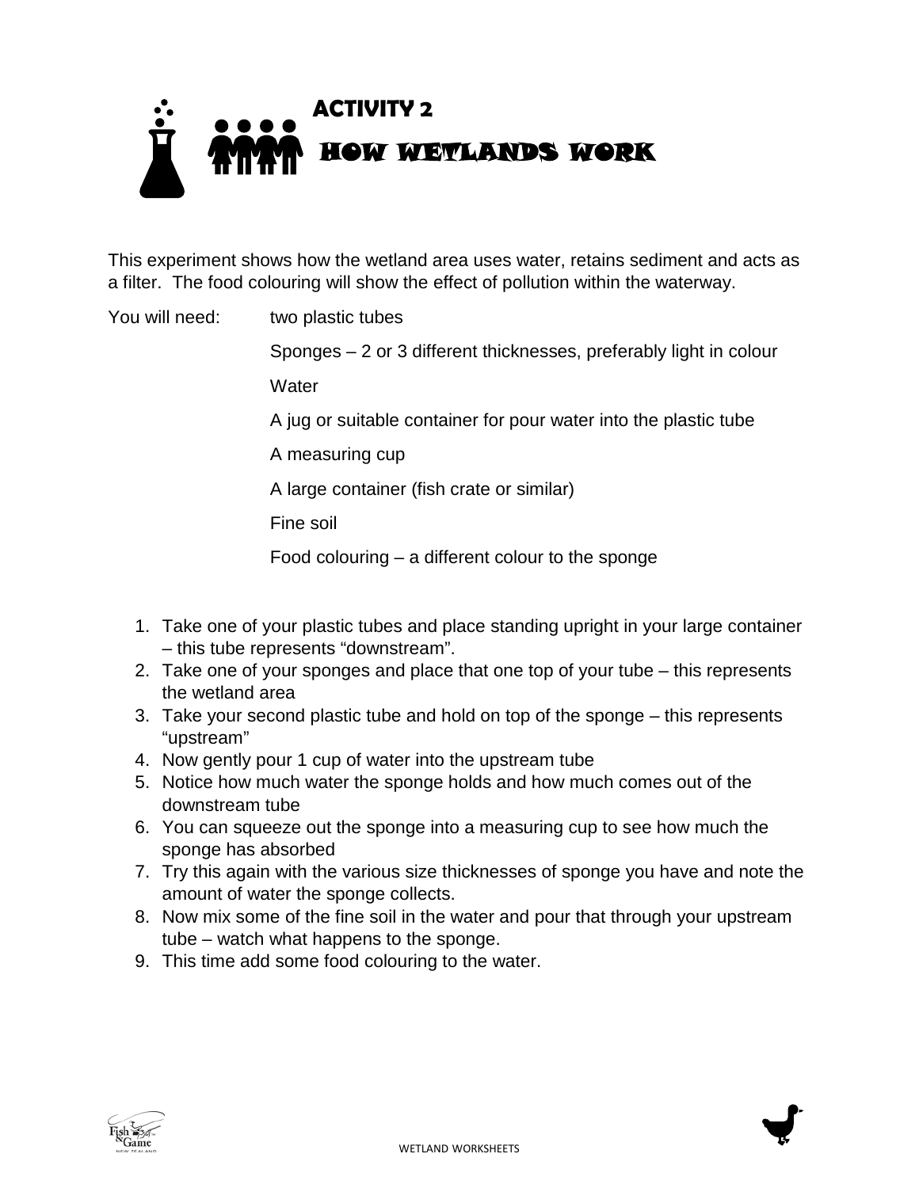# ACTIVITY 2

## HOW WETLANDS WORK

This experiment shows how the wetland area uses water, retains sediment and acts as a filter. The food colouring will show the effect of pollution within the waterway.

You will need:

- two plastic tubes
- Sponges – 2 or 3 different thicknesses, preferably light in colour
- Water
- A jug or suitable container for pour water into the plastic tube
- A measuring cup
- A large container (fish crate or similar)
- Fine soil
- Food colouring – a different colour to the sponge

1. Take one of your plastic tubes and place standing upright in your large container – this tube represents "downstream".
2. Take one of your sponges and place that one top of your tube – this represents the wetland area
3. Take your second plastic tube and hold on top of the sponge – this represents "upstream"
4. Now gently pour 1 cup of water into the upstream tube
5. Notice how much water the sponge holds and how much comes out of the downstream tube
6. You can squeeze out the sponge into a measuring cup to see how much the sponge has absorbed
7. Try this again with the various size thicknesses of sponge you have and note the amount of water the sponge collects.
8. Now mix some of the fine soil in the water and pour that through your upstream tube – watch what happens to the sponge.
9. This time add some food colouring to the water.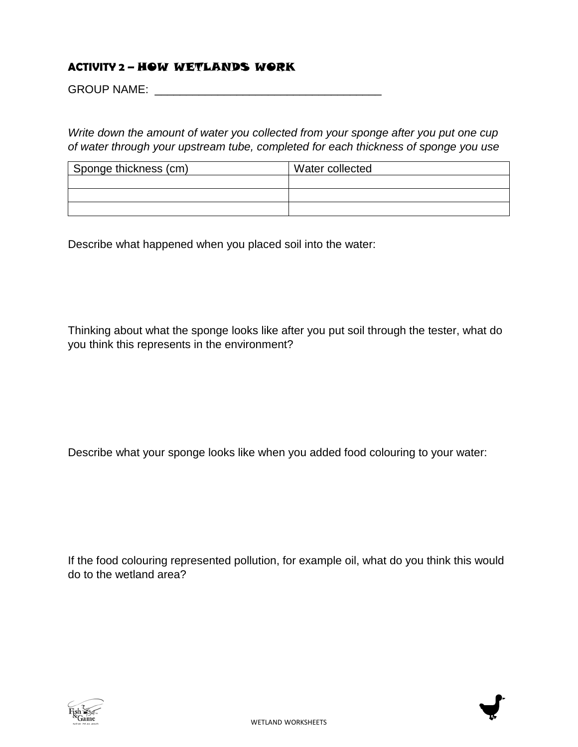## ACTIVITY 2 – HOW WETLANDS WORK

GROUP NAME: ____________________________________

*Write down the amount of water you collected from your sponge after you put one cup of water through your upstream tube, completed for each thickness of sponge you use*

| Sponge thickness (cm) | Water collected |
|---|---|
| | |
| | |
| | |

Describe what happened when you placed soil into the water:

Thinking about what the sponge looks like after you put soil through the tester, what do you think this represents in the environment?

Describe what your sponge looks like when you added food colouring to your water:

If the food colouring represented pollution, for example oil, what do you think this would do to the wetland area?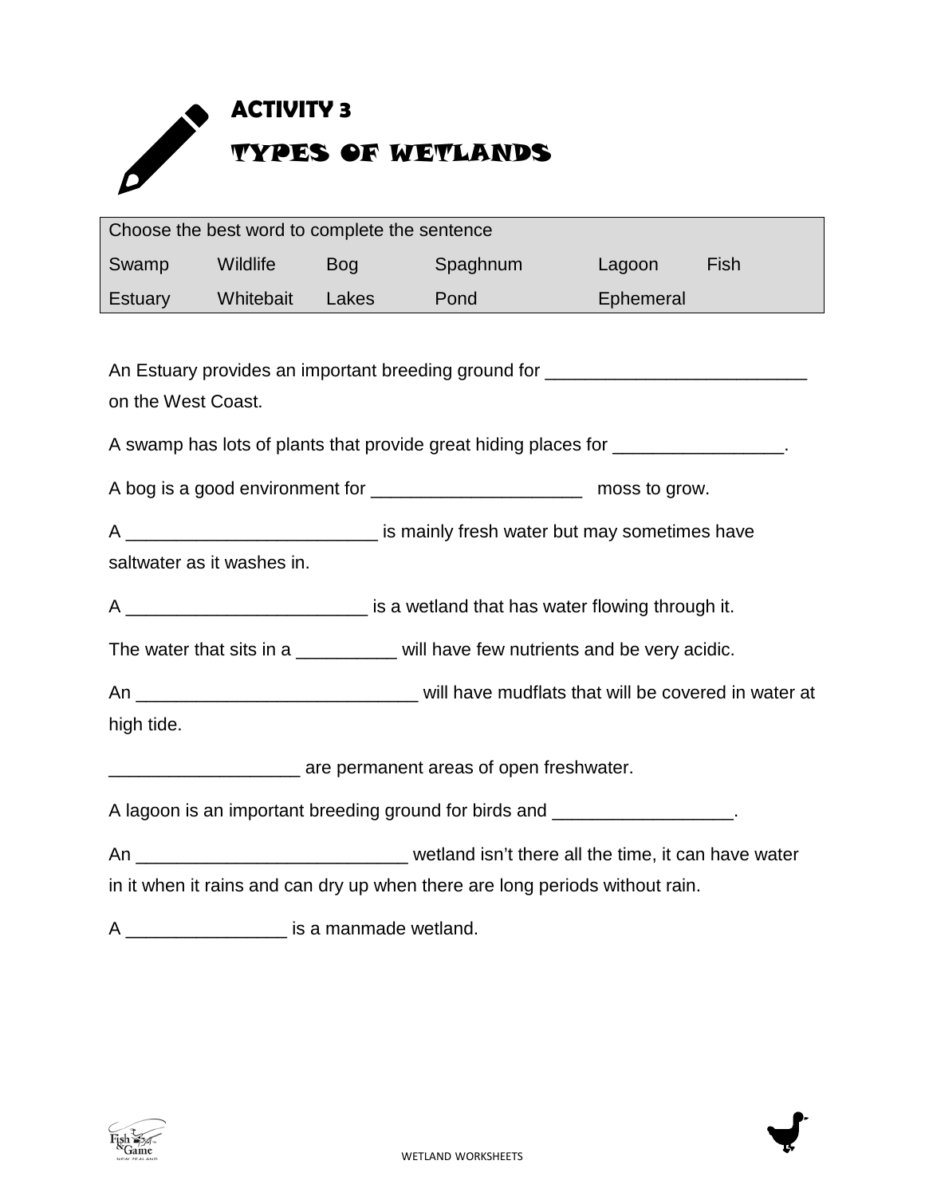# ACTIVITY 3

## TYPES OF WETLANDS

| Choose the best word to complete the sentence | | | | | |
|---|---|---|---|---|---|
| Swamp | Wildlife | Bog | Spaghnum | Lagoon | Fish |
| Estuary | Whitebait | Lakes | Pond | Ephemeral | |

An Estuary provides an important breeding ground for __________________________ on the West Coast.

A swamp has lots of plants that provide great hiding places for _________________.

A bog is a good environment for _____________________ moss to grow.

A _________________________ is mainly fresh water but may sometimes have saltwater as it washes in.

A ________________________ is a wetland that has water flowing through it.

The water that sits in a __________ will have few nutrients and be very acidic.

An ____________________________ will have mudflats that will be covered in water at high tide.

___________________ are permanent areas of open freshwater.

A lagoon is an important breeding ground for birds and __________________.

An ___________________________ wetland isn't there all the time, it can have water in it when it rains and can dry up when there are long periods without rain.

A ________________ is a manmade wetland.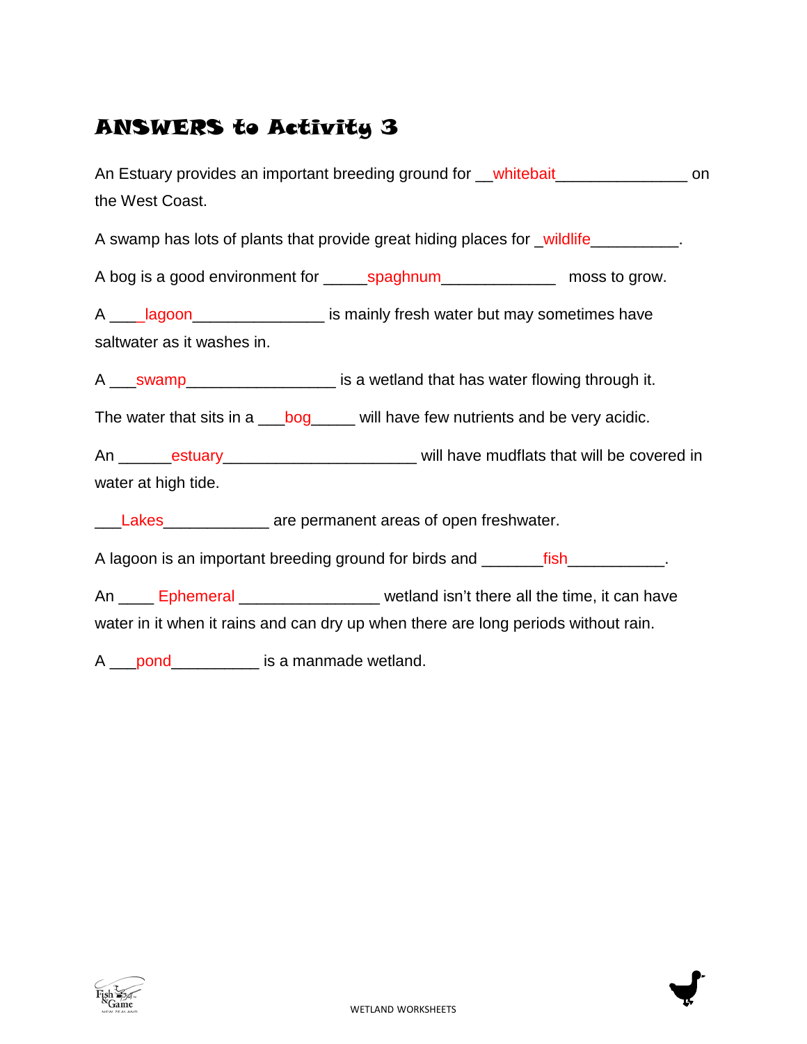# ANSWERS to Activity 3

An Estuary provides an important breeding ground for __whitebait_______________ on the West Coast.

A swamp has lots of plants that provide great hiding places for _wildlife__________.

A bog is a good environment for _____spaghnum_____________ moss to grow.

A ____lagoon_______________ is mainly fresh water but may sometimes have saltwater as it washes in.

A ___swamp_________________ is a wetland that has water flowing through it.

The water that sits in a ___bog_____ will have few nutrients and be very acidic.

An ______estuary______________________ will have mudflats that will be covered in water at high tide.

___Lakes____________ are permanent areas of open freshwater.

A lagoon is an important breeding ground for birds and _______fish___________.

An ____ Ephemeral ________________ wetland isn't there all the time, it can have water in it when it rains and can dry up when there are long periods without rain.

A ___pond__________ is a manmade wetland.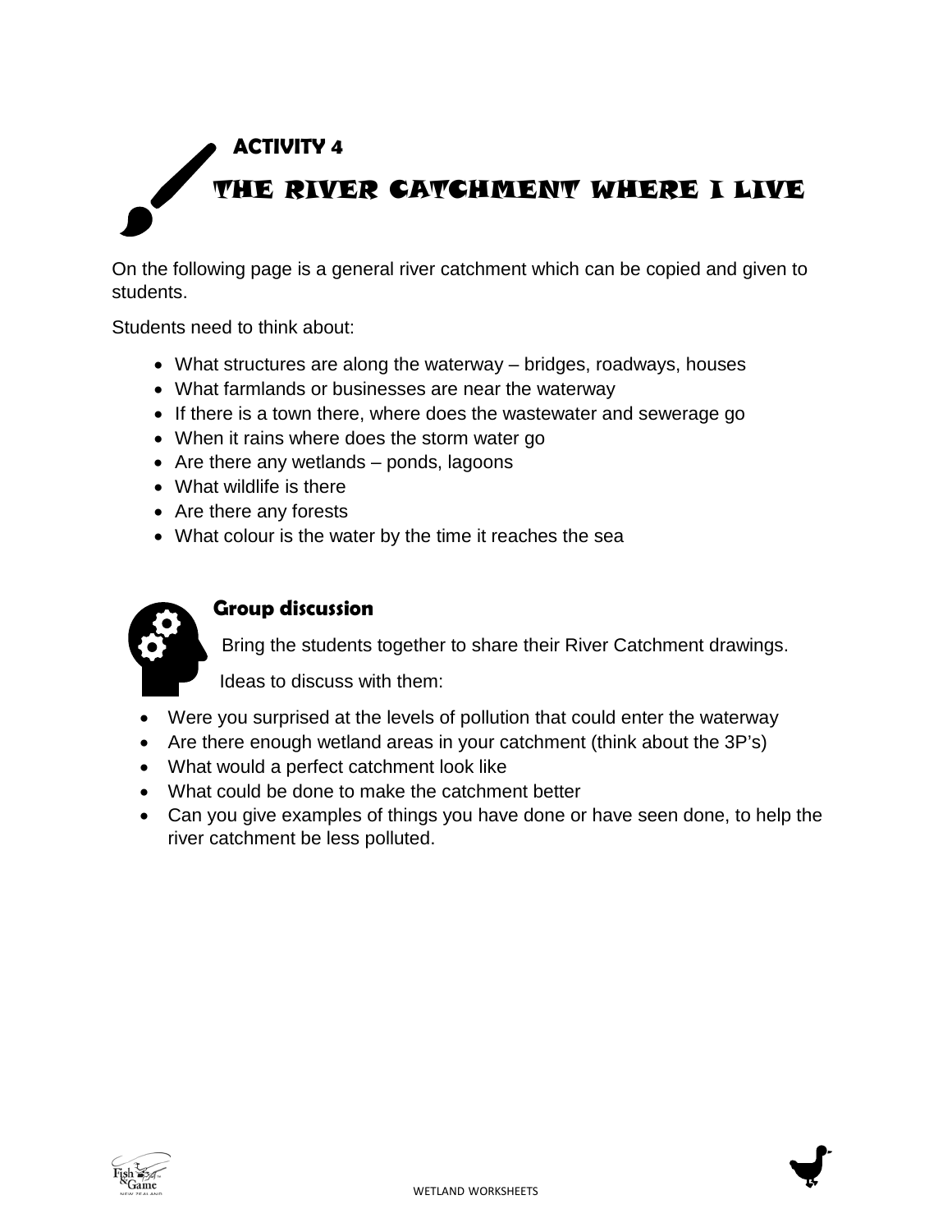## ACTIVITY 4

# THE RIVER CATCHMENT WHERE I LIVE

On the following page is a general river catchment which can be copied and given to students.

Students need to think about:

- What structures are along the waterway – bridges, roadways, houses
- What farmlands or businesses are near the waterway
- If there is a town there, where does the wastewater and sewerage go
- When it rains where does the storm water go
- Are there any wetlands – ponds, lagoons
- What wildlife is there
- Are there any forests
- What colour is the water by the time it reaches the sea

### Group discussion

Bring the students together to share their River Catchment drawings.

Ideas to discuss with them:

- Were you surprised at the levels of pollution that could enter the waterway
- Are there enough wetland areas in your catchment (think about the 3P's)
- What would a perfect catchment look like
- What could be done to make the catchment better
- Can you give examples of things you have done or have seen done, to help the river catchment be less polluted.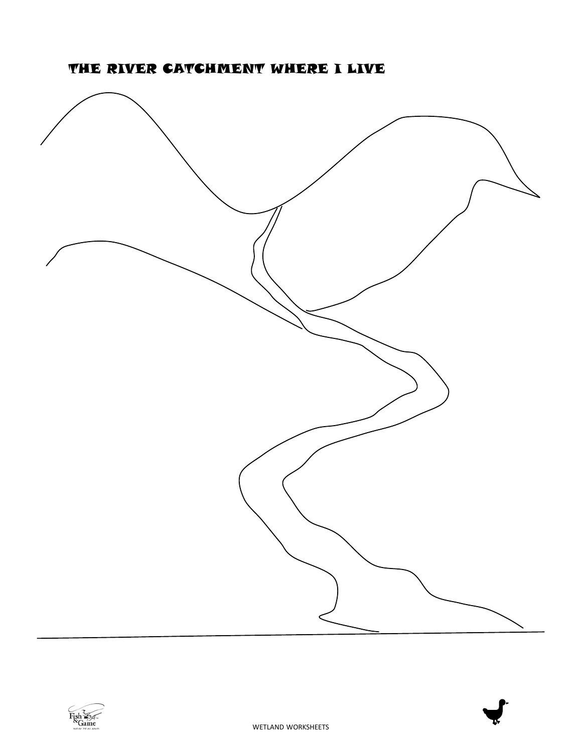# THE RIVER CATCHMENT WHERE I LIVE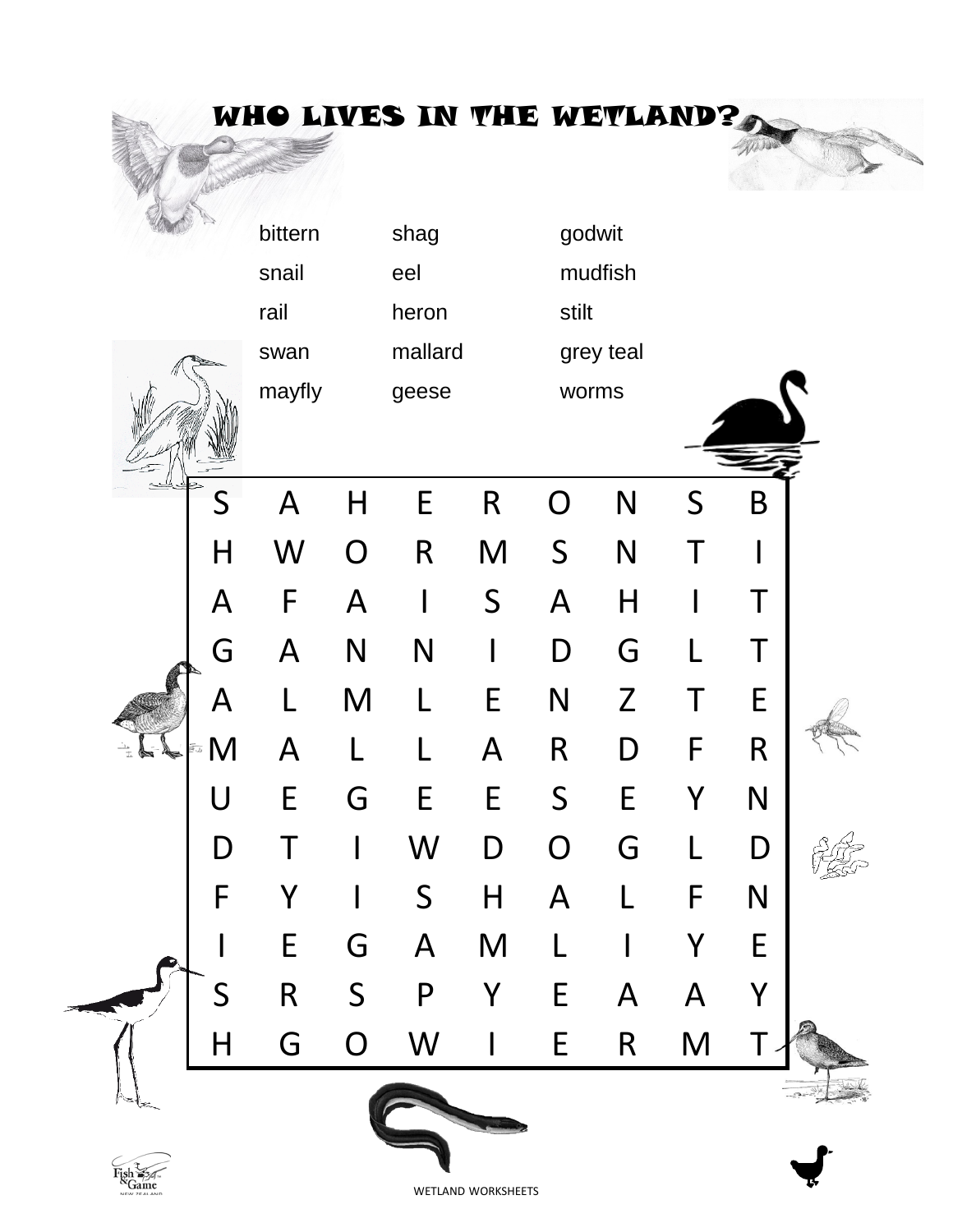# WHO LIVES IN THE WETLAND?

| | | |
|---|---|---|
| bittern | shag | godwit |
| snail | eel | mudfish |
| rail | heron | stilt |
| swan | mallard | grey teal |
| mayfly | geese | worms |

| | | | | | | | | |
|---|---|---|---|---|---|---|---|---|
| S | A | H | E | R | O | N | S | B |
| H | W | O | R | M | S | N | T | I |
| A | F | A | I | S | A | H | I | T |
| G | A | N | N | I | D | G | L | T |
| A | L | M | L | E | N | Z | T | E |
| M | A | L | L | A | R | D | F | R |
| U | E | G | E | E | S | E | Y | N |
| D | T | I | W | D | O | G | L | D |
| F | Y | I | S | H | A | L | F | N |
| I | E | G | A | M | L | I | Y | E |
| S | R | S | P | Y | E | A | A | Y |
| H | G | O | W | I | E | R | M | T |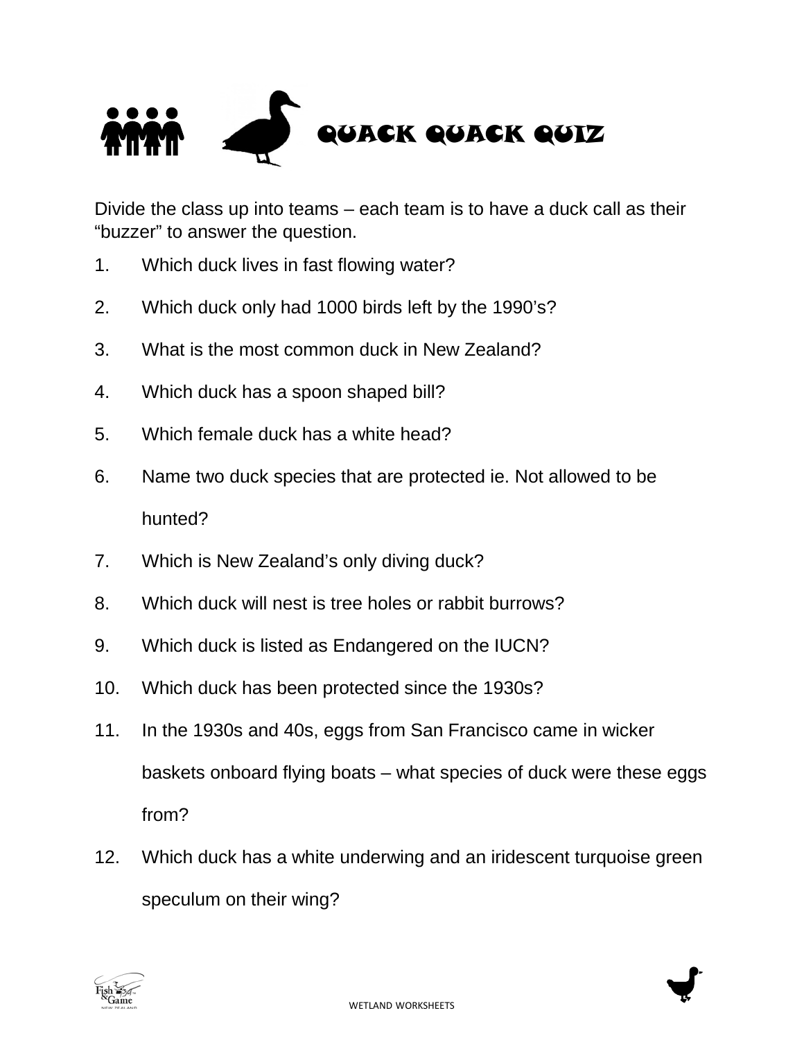# QUACK QUACK QUIZ

Divide the class up into teams – each team is to have a duck call as their "buzzer" to answer the question.

1. Which duck lives in fast flowing water?
2. Which duck only had 1000 birds left by the 1990's?
3. What is the most common duck in New Zealand?
4. Which duck has a spoon shaped bill?
5. Which female duck has a white head?
6. Name two duck species that are protected ie. Not allowed to be hunted?
7. Which is New Zealand's only diving duck?
8. Which duck will nest is tree holes or rabbit burrows?
9. Which duck is listed as Endangered on the IUCN?
10. Which duck has been protected since the 1930s?
11. In the 1930s and 40s, eggs from San Francisco came in wicker baskets onboard flying boats – what species of duck were these eggs from?
12. Which duck has a white underwing and an iridescent turquoise green speculum on their wing?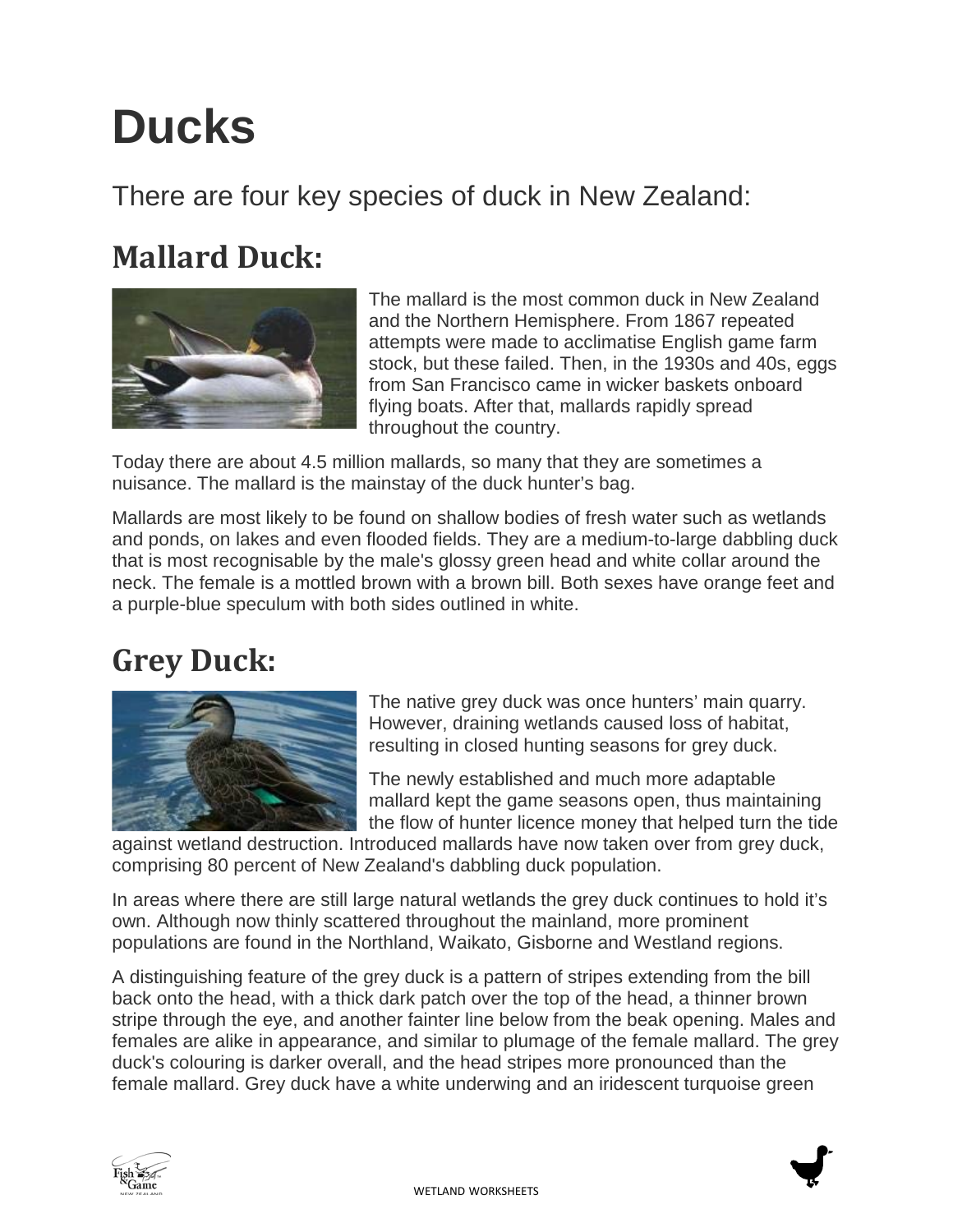# Ducks

There are four key species of duck in New Zealand:

## Mallard Duck:

The mallard is the most common duck in New Zealand and the Northern Hemisphere. From 1867 repeated attempts were made to acclimatise English game farm stock, but these failed. Then, in the 1930s and 40s, eggs from San Francisco came in wicker baskets onboard flying boats. After that, mallards rapidly spread throughout the country.

Today there are about 4.5 million mallards, so many that they are sometimes a nuisance. The mallard is the mainstay of the duck hunter's bag.

Mallards are most likely to be found on shallow bodies of fresh water such as wetlands and ponds, on lakes and even flooded fields. They are a medium-to-large dabbling duck that is most recognisable by the male's glossy green head and white collar around the neck. The female is a mottled brown with a brown bill. Both sexes have orange feet and a purple-blue speculum with both sides outlined in white.

## Grey Duck:

The native grey duck was once hunters' main quarry. However, draining wetlands caused loss of habitat, resulting in closed hunting seasons for grey duck.

The newly established and much more adaptable mallard kept the game seasons open, thus maintaining the flow of hunter licence money that helped turn the tide against wetland destruction. Introduced mallards have now taken over from grey duck, comprising 80 percent of New Zealand's dabbling duck population.

In areas where there are still large natural wetlands the grey duck continues to hold it's own. Although now thinly scattered throughout the mainland, more prominent populations are found in the Northland, Waikato, Gisborne and Westland regions.

A distinguishing feature of the grey duck is a pattern of stripes extending from the bill back onto the head, with a thick dark patch over the top of the head, a thinner brown stripe through the eye, and another fainter line below from the beak opening. Males and females are alike in appearance, and similar to plumage of the female mallard. The grey duck's colouring is darker overall, and the head stripes more pronounced than the female mallard. Grey duck have a white underwing and an iridescent turquoise green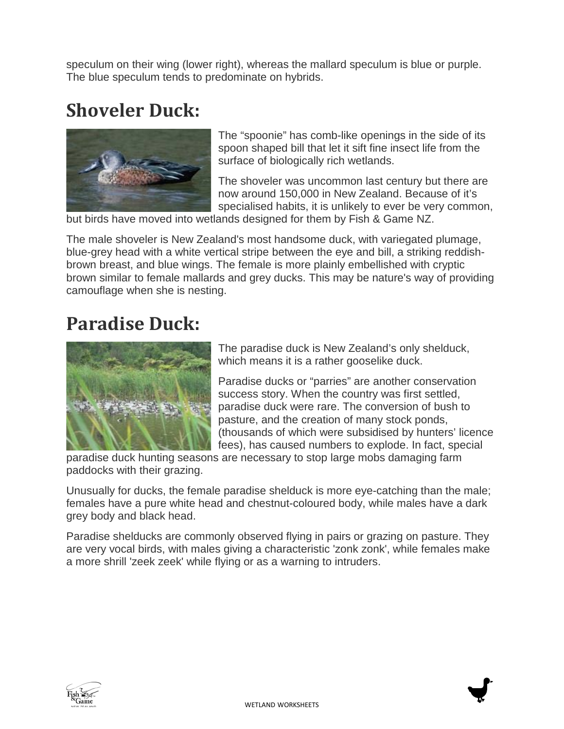speculum on their wing (lower right), whereas the mallard speculum is blue or purple. The blue speculum tends to predominate on hybrids.

## Shoveler Duck:

The "spoonie" has comb-like openings in the side of its spoon shaped bill that let it sift fine insect life from the surface of biologically rich wetlands.

The shoveler was uncommon last century but there are now around 150,000 in New Zealand. Because of it's specialised habits, it is unlikely to ever be very common, but birds have moved into wetlands designed for them by Fish & Game NZ.

The male shoveler is New Zealand's most handsome duck, with variegated plumage, blue-grey head with a white vertical stripe between the eye and bill, a striking reddish-brown breast, and blue wings. The female is more plainly embellished with cryptic brown similar to female mallards and grey ducks. This may be nature's way of providing camouflage when she is nesting.

## Paradise Duck:

The paradise duck is New Zealand's only shelduck, which means it is a rather gooselike duck.

Paradise ducks or "parries" are another conservation success story. When the country was first settled, paradise duck were rare. The conversion of bush to pasture, and the creation of many stock ponds, (thousands of which were subsidised by hunters' licence fees), has caused numbers to explode. In fact, special paradise duck hunting seasons are necessary to stop large mobs damaging farm paddocks with their grazing.

Unusually for ducks, the female paradise shelduck is more eye-catching than the male; females have a pure white head and chestnut-coloured body, while males have a dark grey body and black head.

Paradise shelducks are commonly observed flying in pairs or grazing on pasture. They are very vocal birds, with males giving a characteristic 'zonk zonk', while females make a more shrill 'zeek zeek' while flying or as a warning to intruders.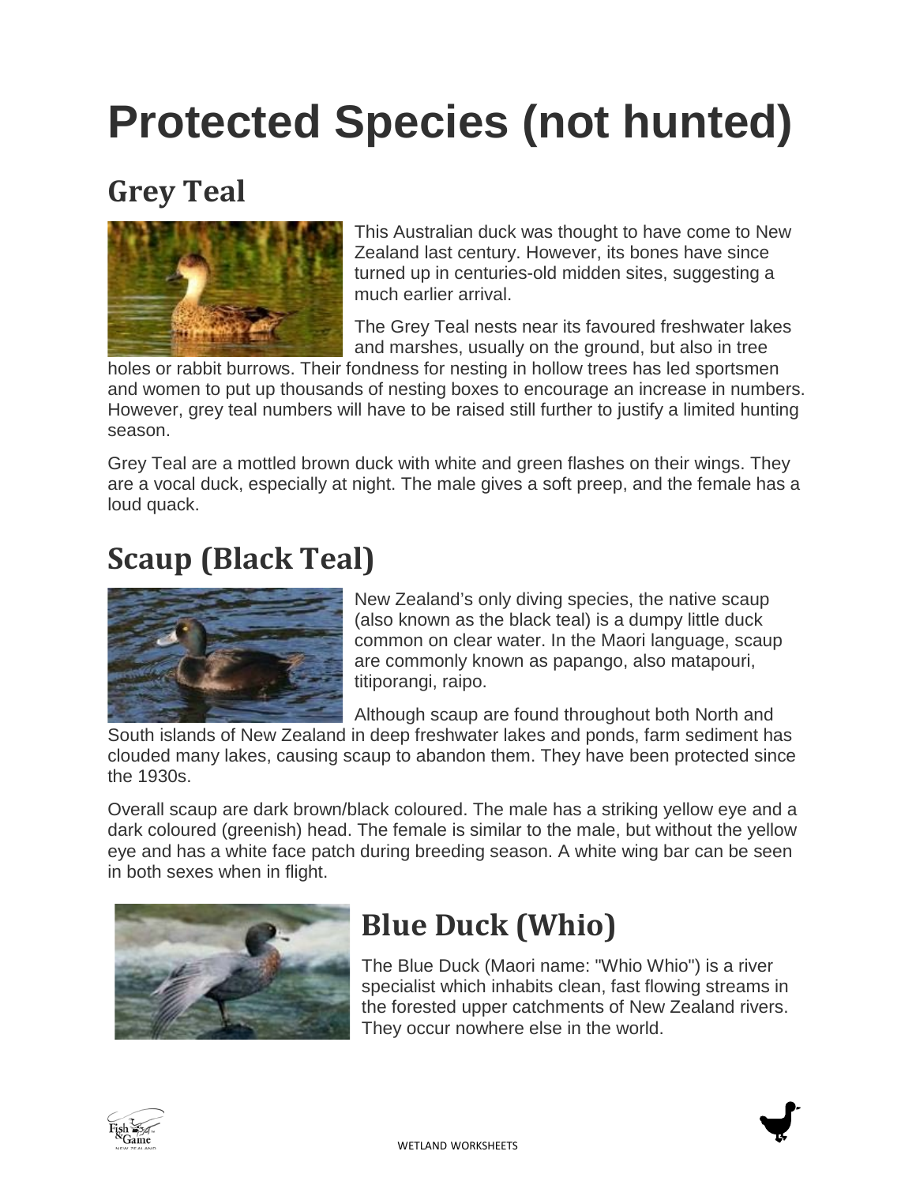# Protected Species (not hunted)

## Grey Teal

This Australian duck was thought to have come to New Zealand last century. However, its bones have since turned up in centuries-old midden sites, suggesting a much earlier arrival.

The Grey Teal nests near its favoured freshwater lakes and marshes, usually on the ground, but also in tree holes or rabbit burrows. Their fondness for nesting in hollow trees has led sportsmen and women to put up thousands of nesting boxes to encourage an increase in numbers. However, grey teal numbers will have to be raised still further to justify a limited hunting season.

Grey Teal are a mottled brown duck with white and green flashes on their wings. They are a vocal duck, especially at night. The male gives a soft preep, and the female has a loud quack.

## Scaup (Black Teal)

New Zealand's only diving species, the native scaup (also known as the black teal) is a dumpy little duck common on clear water. In the Maori language, scaup are commonly known as papango, also matapouri, titiporangi, raipo.

Although scaup are found throughout both North and South islands of New Zealand in deep freshwater lakes and ponds, farm sediment has clouded many lakes, causing scaup to abandon them. They have been protected since the 1930s.

Overall scaup are dark brown/black coloured. The male has a striking yellow eye and a dark coloured (greenish) head. The female is similar to the male, but without the yellow eye and has a white face patch during breeding season. A white wing bar can be seen in both sexes when in flight.

## Blue Duck (Whio)

The Blue Duck (Maori name: "Whio Whio") is a river specialist which inhabits clean, fast flowing streams in the forested upper catchments of New Zealand rivers. They occur nowhere else in the world.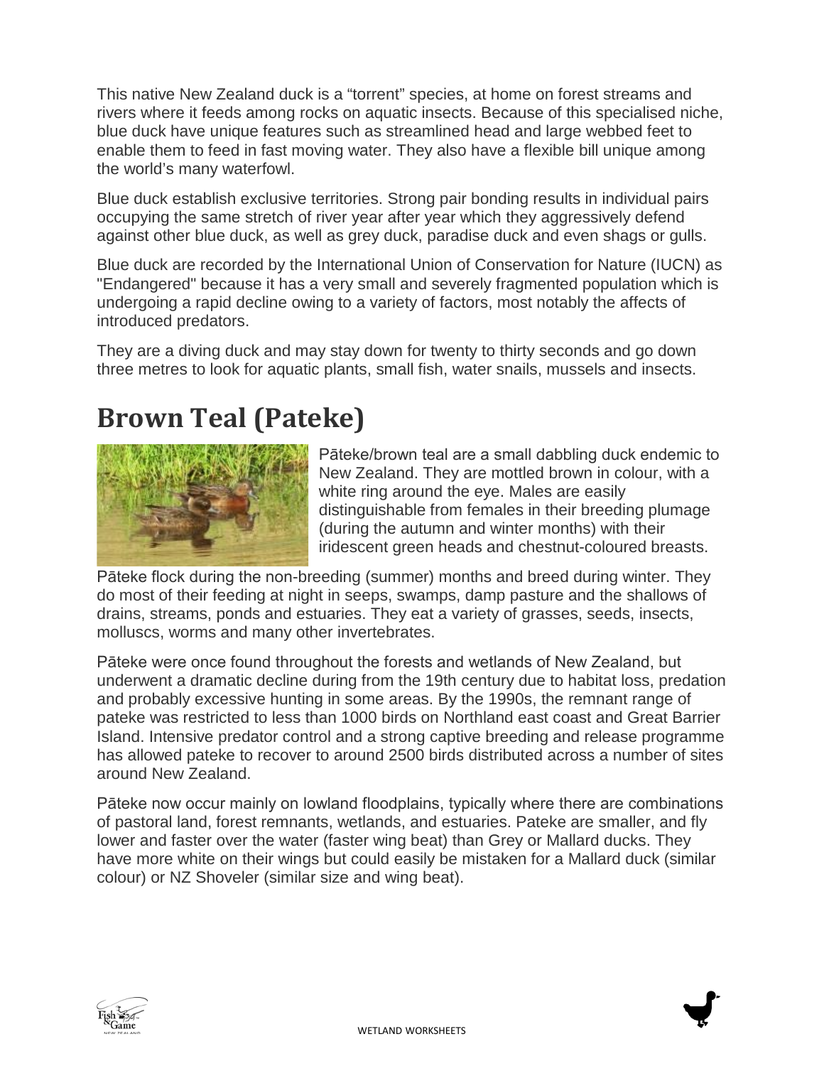This native New Zealand duck is a “torrent” species, at home on forest streams and rivers where it feeds among rocks on aquatic insects. Because of this specialised niche, blue duck have unique features such as streamlined head and large webbed feet to enable them to feed in fast moving water. They also have a flexible bill unique among the world’s many waterfowl.

Blue duck establish exclusive territories. Strong pair bonding results in individual pairs occupying the same stretch of river year after year which they aggressively defend against other blue duck, as well as grey duck, paradise duck and even shags or gulls.

Blue duck are recorded by the International Union of Conservation for Nature (IUCN) as "Endangered" because it has a very small and severely fragmented population which is undergoing a rapid decline owing to a variety of factors, most notably the affects of introduced predators.

They are a diving duck and may stay down for twenty to thirty seconds and go down three metres to look for aquatic plants, small fish, water snails, mussels and insects.

# Brown Teal (Pateke)

Pātek​e/brown teal are a small dabbling duck endemic to New Zealand. They are mottled brown in colour, with a white ring around the eye. Males are easily distinguishable from females in their breeding plumage (during the autumn and winter months) with their iridescent green heads and chestnut-coloured breasts.

Pāteke flock during the non-breeding (summer) months and breed during winter. They do most of their feeding at night in seeps, swamps, damp pasture and the shallows of drains, streams, ponds and estuaries. They eat a variety of grasses, seeds, insects, molluscs, worms and many other invertebrates.

Pāteke were once found throughout the forests and wetlands of New Zealand, but underwent a dramatic decline during from the 19th century due to habitat loss, predation and probably excessive hunting in some areas. By the 1990s, the remnant range of pateke was restricted to less than 1000 birds on Northland east coast and Great Barrier Island. Intensive predator control and a strong captive breeding and release programme has allowed pateke to recover to around 2500 birds distributed across a number of sites around New Zealand.

Pāteke now occur mainly on lowland floodplains, typically where there are combinations of pastoral land, forest remnants, wetlands, and estuaries. Pateke are smaller, and fly lower and faster over the water (faster wing beat) than Grey or Mallard ducks. They have more white on their wings but could easily be mistaken for a Mallard duck (similar colour) or NZ Shoveler (similar size and wing beat).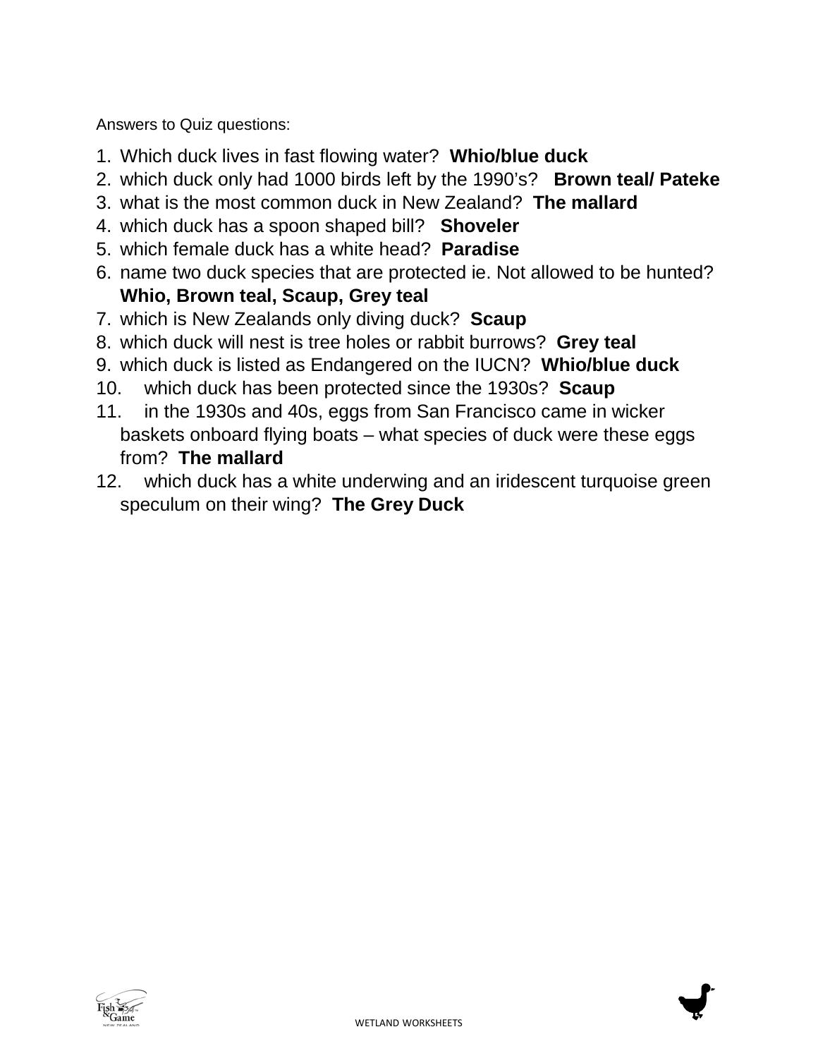Answers to Quiz questions:

1. Which duck lives in fast flowing water? **Whio/blue duck**
2. which duck only had 1000 birds left by the 1990's? **Brown teal/ Pateke**
3. what is the most common duck in New Zealand? **The mallard**
4. which duck has a spoon shaped bill? **Shoveler**
5. which female duck has a white head? **Paradise**
6. name two duck species that are protected ie. Not allowed to be hunted? **Whio, Brown teal, Scaup, Grey teal**
7. which is New Zealands only diving duck? **Scaup**
8. which duck will nest is tree holes or rabbit burrows? **Grey teal**
9. which duck is listed as Endangered on the IUCN? **Whio/blue duck**
10. which duck has been protected since the 1930s? **Scaup**
11. in the 1930s and 40s, eggs from San Francisco came in wicker baskets onboard flying boats – what species of duck were these eggs from? **The mallard**
12. which duck has a white underwing and an iridescent turquoise green speculum on their wing? **The Grey Duck**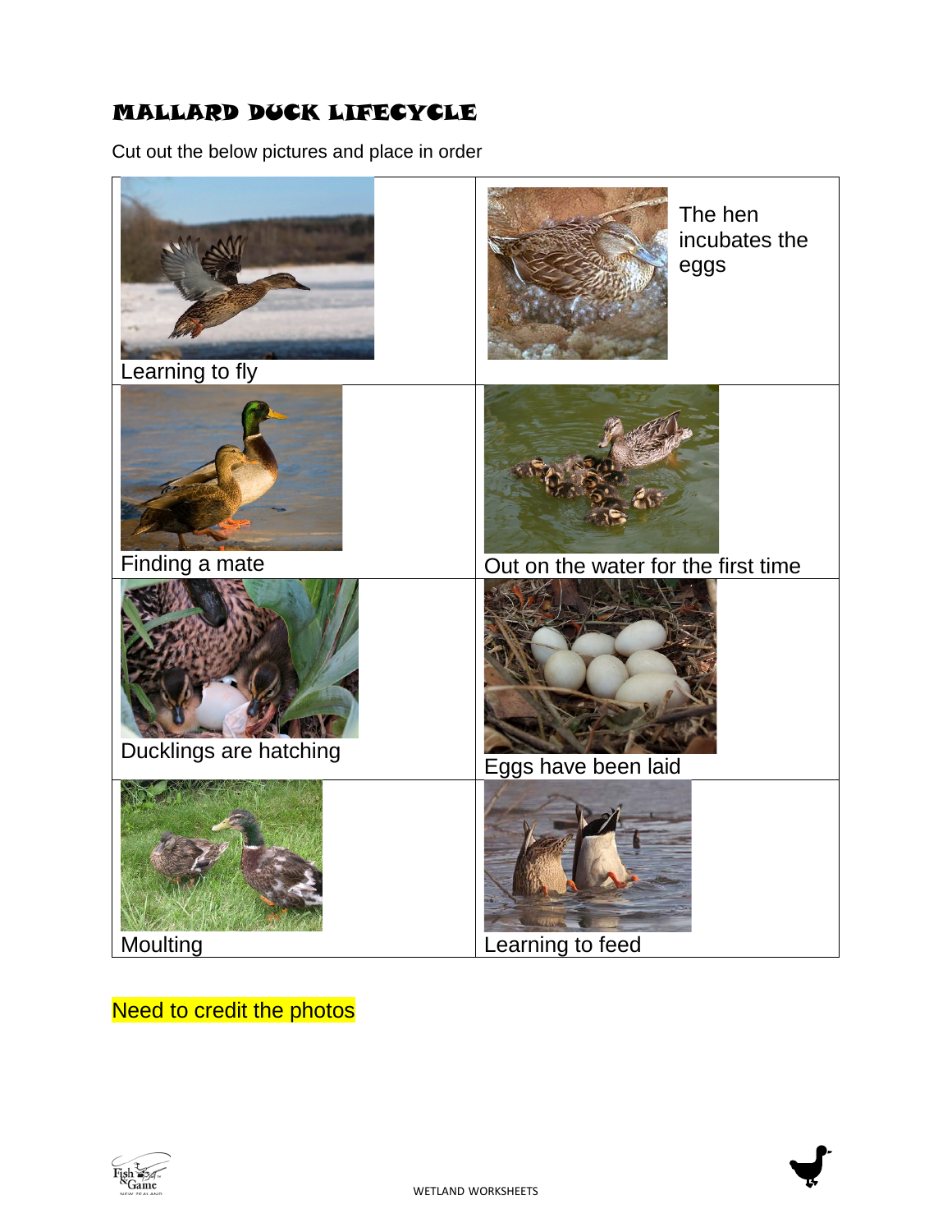# MALLARD DUCK LIFECYCLE

Cut out the below pictures and place in order

| | |
|---|---|
| Learning to fly | The hen incubates the eggs |
| Finding a mate | Out on the water for the first time |
| Ducklings are hatching | Eggs have been laid |
| Moulting | Learning to feed |

Need to credit the photos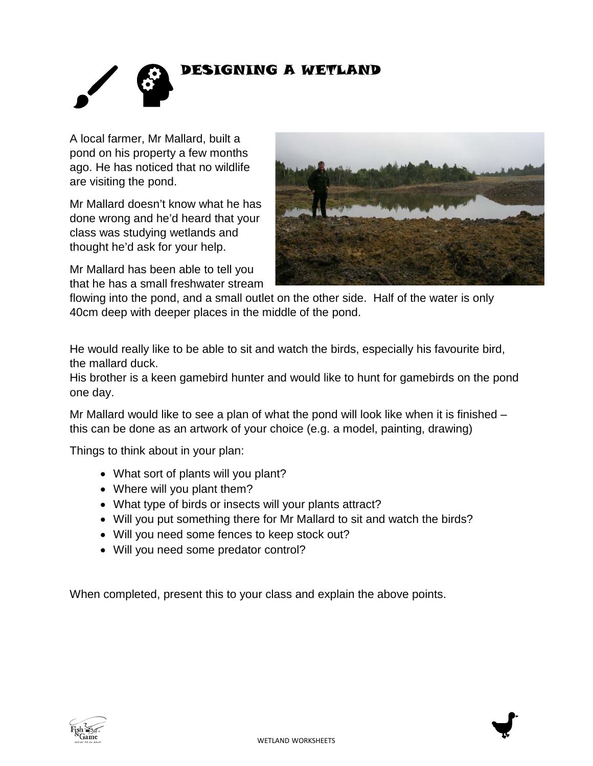# DESIGNING A WETLAND

A local farmer, Mr Mallard, built a pond on his property a few months ago. He has noticed that no wildlife are visiting the pond.

Mr Mallard doesn't know what he has done wrong and he'd heard that your class was studying wetlands and thought he'd ask for your help.

Mr Mallard has been able to tell you that he has a small freshwater stream flowing into the pond, and a small outlet on the other side. Half of the water is only 40cm deep with deeper places in the middle of the pond.

He would really like to be able to sit and watch the birds, especially his favourite bird, the mallard duck.

His brother is a keen gamebird hunter and would like to hunt for gamebirds on the pond one day.

Mr Mallard would like to see a plan of what the pond will look like when it is finished – this can be done as an artwork of your choice (e.g. a model, painting, drawing)

Things to think about in your plan:

- What sort of plants will you plant?
- Where will you plant them?
- What type of birds or insects will your plants attract?
- Will you put something there for Mr Mallard to sit and watch the birds?
- Will you need some fences to keep stock out?
- Will you need some predator control?

When completed, present this to your class and explain the above points.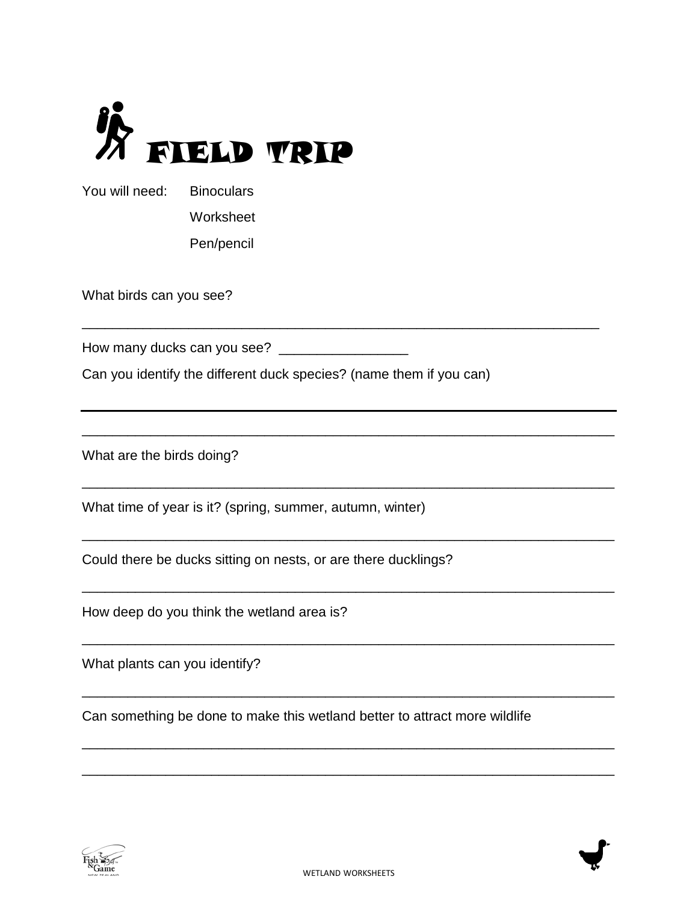# FIELD TRIP

You will need: Binoculars
Worksheet
Pen/pencil

What birds can you see?

___________________________________________________________________________

How many ducks can you see? _________________

Can you identify the different duck species? (name them if you can)

___________________________________________________________________________

___________________________________________________________________________

What are the birds doing?

___________________________________________________________________________

What time of year is it? (spring, summer, autumn, winter)

___________________________________________________________________________

Could there be ducks sitting on nests, or are there ducklings?

___________________________________________________________________________

How deep do you think the wetland area is?

___________________________________________________________________________

What plants can you identify?

___________________________________________________________________________

Can something be done to make this wetland better to attract more wildlife

___________________________________________________________________________

___________________________________________________________________________